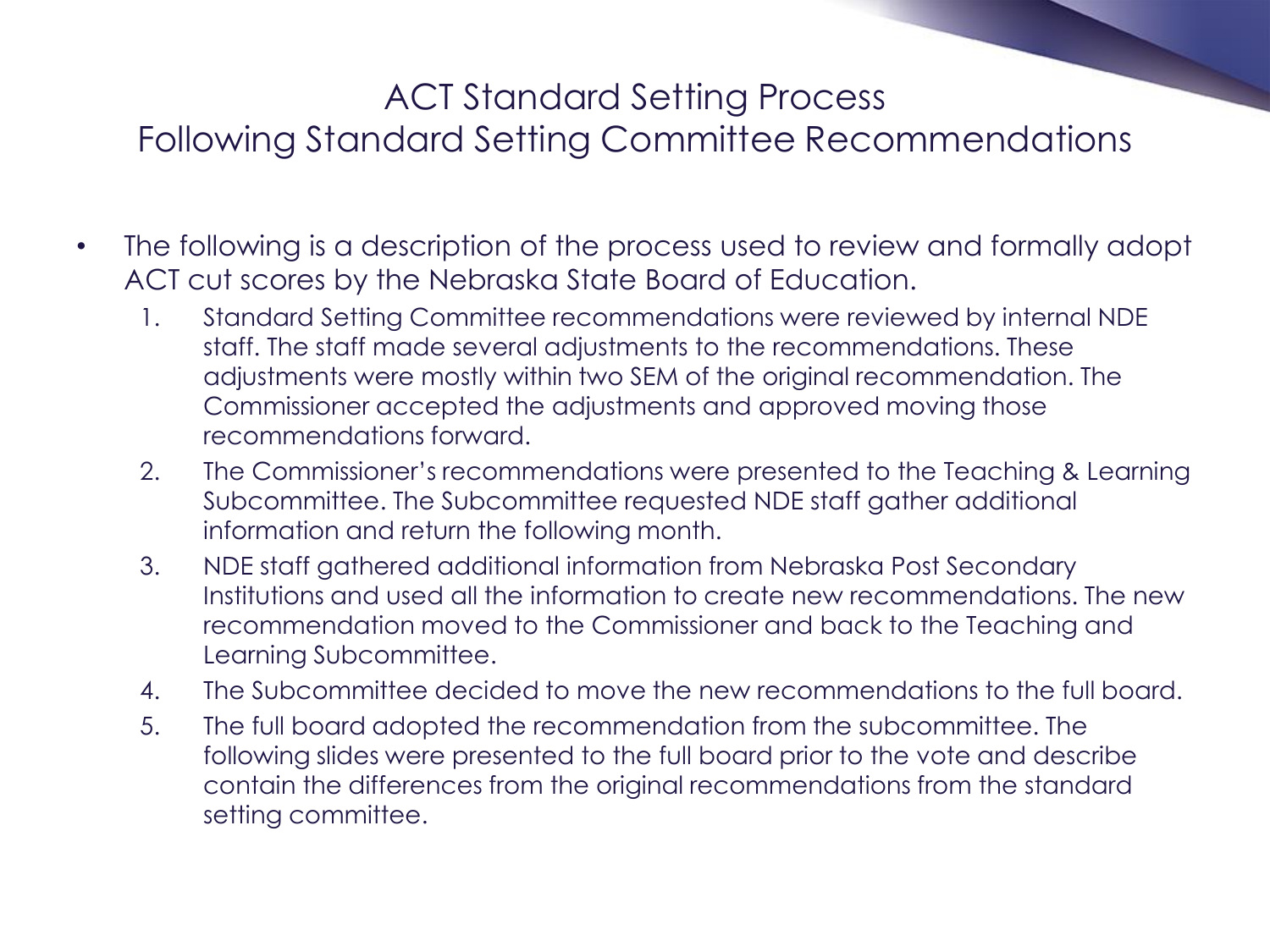# ACT Standard Setting Process
## Following Standard Setting Committee Recommendations

- The following is a description of the process used to review and formally adopt ACT cut scores by the Nebraska State Board of Education.
  1. Standard Setting Committee recommendations were reviewed by internal NDE staff. The staff made several adjustments to the recommendations. These adjustments were mostly within two SEM of the original recommendation. The Commissioner accepted the adjustments and approved moving those recommendations forward.
  2. The Commissioner's recommendations were presented to the Teaching & Learning Subcommittee. The Subcommittee requested NDE staff gather additional information and return the following month.
  3. NDE staff gathered additional information from Nebraska Post Secondary Institutions and used all the information to create new recommendations. The new recommendation moved to the Commissioner and back to the Teaching and Learning Subcommittee.
  4. The Subcommittee decided to move the new recommendations to the full board.
  5. The full board adopted the recommendation from the subcommittee. The following slides were presented to the full board prior to the vote and describe contain the differences from the original recommendations from the standard setting committee.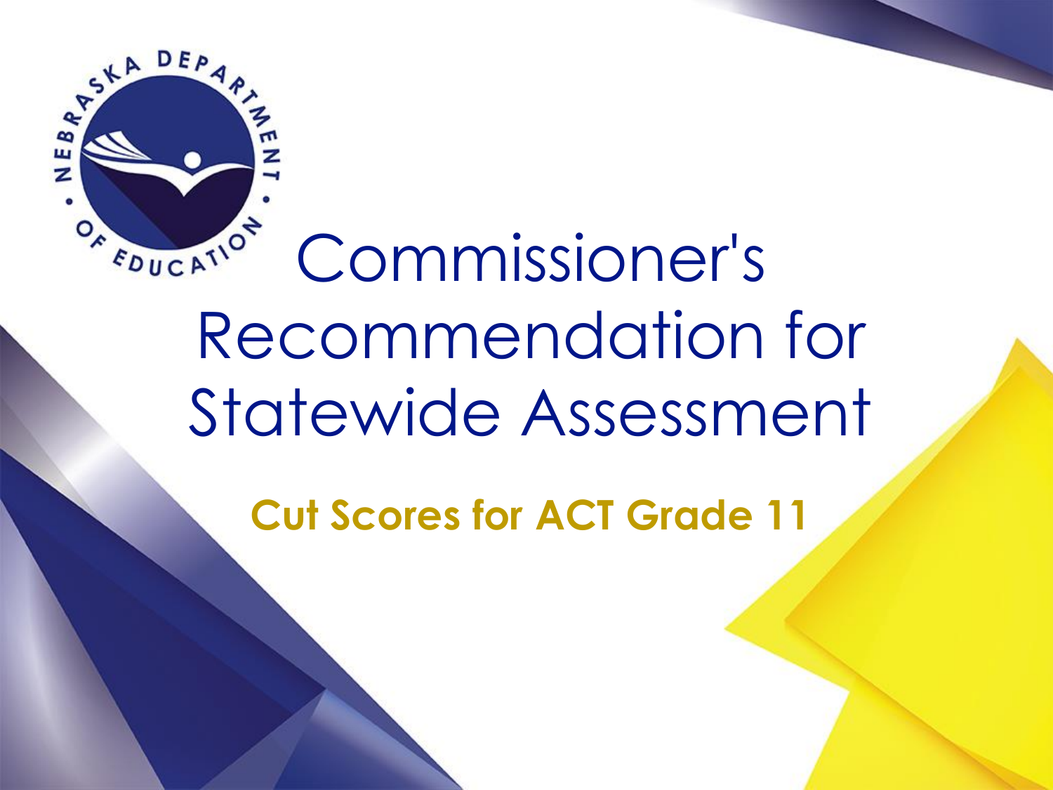# Commissioner's Recommendation for Statewide Assessment

## Cut Scores for ACT Grade 11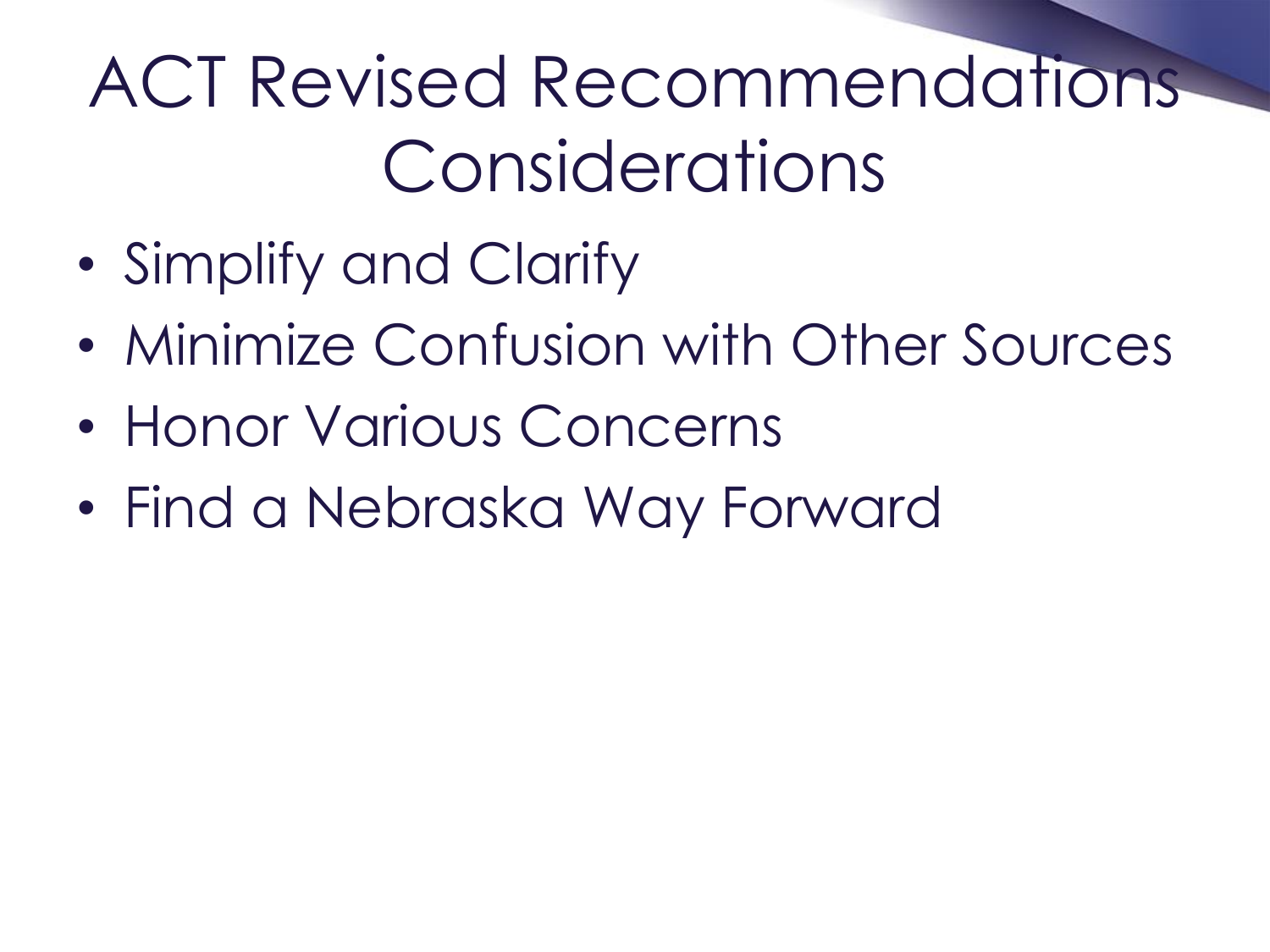# ACT Revised Recommendations Considerations

- Simplify and Clarify
- Minimize Confusion with Other Sources
- Honor Various Concerns
- Find a Nebraska Way Forward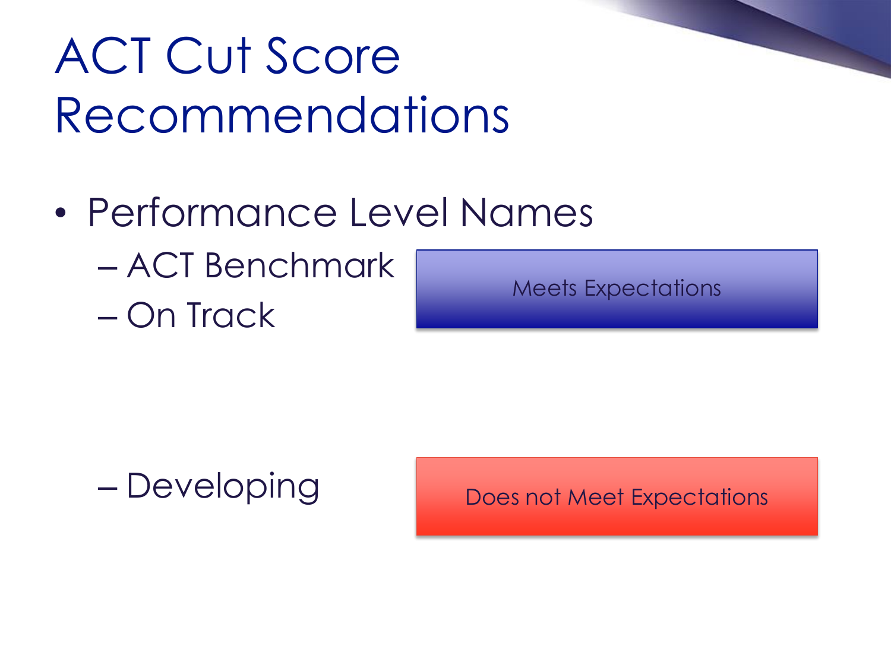# ACT Cut Score Recommendations

- Performance Level Names
  - ACT Benchmark
  - On Track

Meets Expectations

  - Developing

Does not Meet Expectations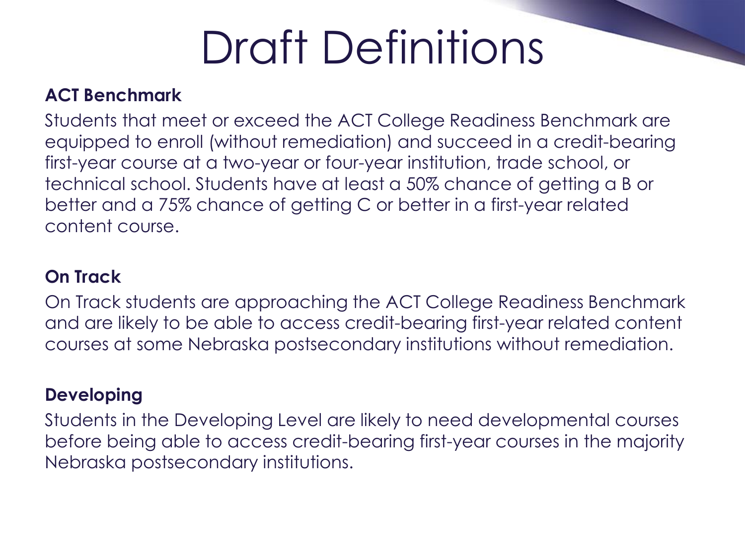# Draft Definitions

**ACT Benchmark**

Students that meet or exceed the ACT College Readiness Benchmark are equipped to enroll (without remediation) and succeed in a credit-bearing first-year course at a two-year or four-year institution, trade school, or technical school. Students have at least a 50% chance of getting a B or better and a 75% chance of getting C or better in a first-year related content course.

**On Track**

On Track students are approaching the ACT College Readiness Benchmark and are likely to be able to access credit-bearing first-year related content courses at some Nebraska postsecondary institutions without remediation.

**Developing**

Students in the Developing Level are likely to need developmental courses before being able to access credit-bearing first-year courses in the majority Nebraska postsecondary institutions.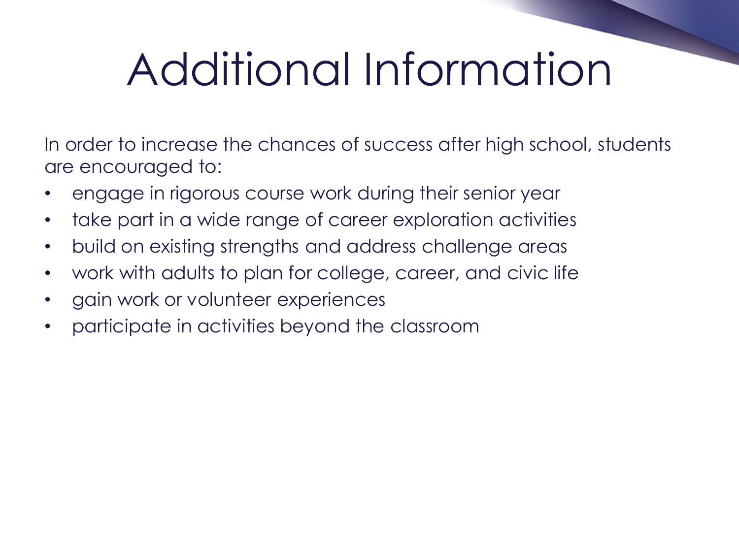# Additional Information

In order to increase the chances of success after high school, students are encouraged to:

- engage in rigorous course work during their senior year
- take part in a wide range of career exploration activities
- build on existing strengths and address challenge areas
- work with adults to plan for college, career, and civic life
- gain work or volunteer experiences
- participate in activities beyond the classroom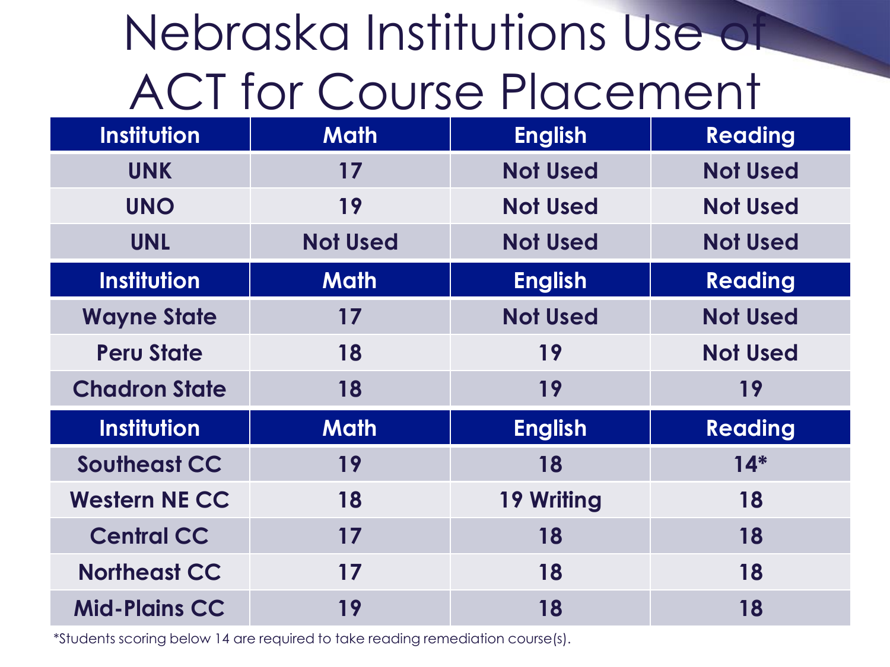# Nebraska Institutions Use of ACT for Course Placement

| Institution | Math | English | Reading |
|---|---|---|---|
| UNK | 17 | Not Used | Not Used |
| UNO | 19 | Not Used | Not Used |
| UNL | Not Used | Not Used | Not Used |
| **Institution** | **Math** | **English** | **Reading** |
| Wayne State | 17 | Not Used | Not Used |
| Peru State | 18 | 19 | Not Used |
| Chadron State | 18 | 19 | 19 |
| **Institution** | **Math** | **English** | **Reading** |
| Southeast CC | 19 | 18 | 14* |
| Western NE CC | 18 | 19 Writing | 18 |
| Central CC | 17 | 18 | 18 |
| Northeast CC | 17 | 18 | 18 |
| Mid-Plains CC | 19 | 18 | 18 |

*Students scoring below 14 are required to take reading remediation course(s).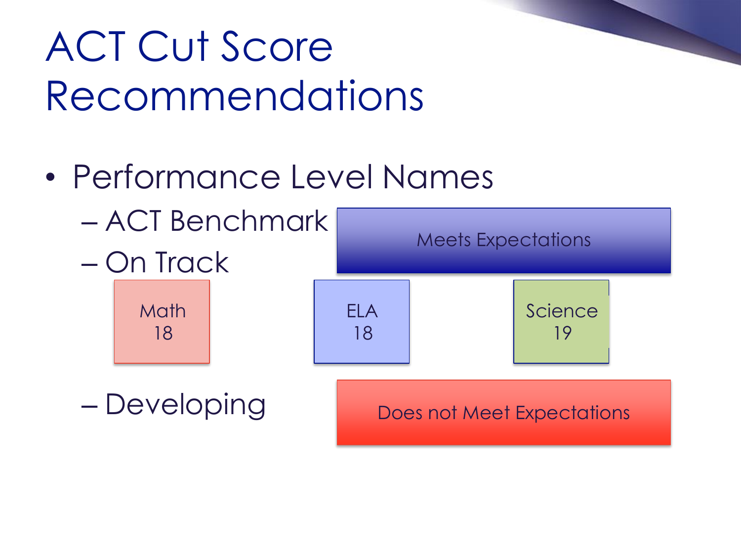# ACT Cut Score Recommendations

- Performance Level Names
  - ACT Benchmark
  - On Track
  - Developing

Meets Expectations

Math 18

ELA 18

Science 19

Does not Meet Expectations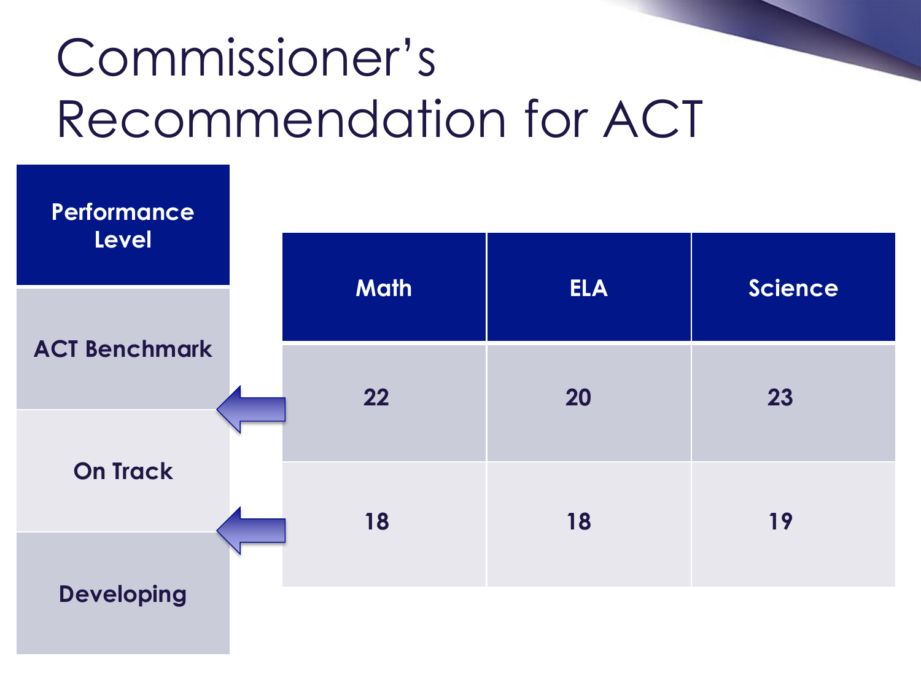# Commissioner's Recommendation for ACT

| Performance Level | Math | ELA | Science |
|---|---|---|---|
| ACT Benchmark | 22 | 20 | 23 |
| On Track | 18 | 18 | 19 |
| Developing | | | |